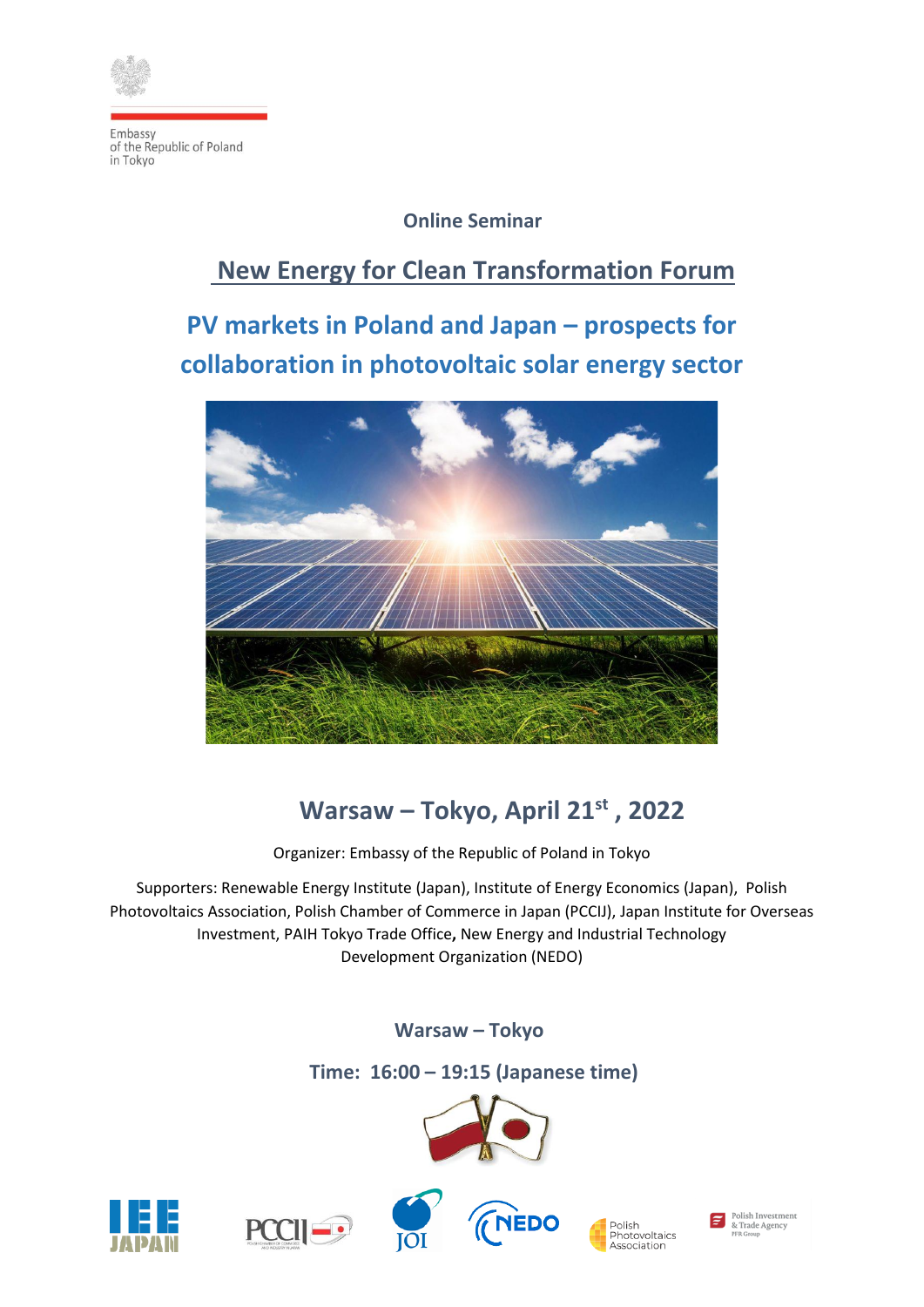Embassy
of the Republic of Poland
in Tokyo

**Online Seminar**

# New Energy for Clean Transformation Forum

## PV markets in Poland and Japan – prospects for collaboration in photovoltaic solar energy sector

## Warsaw – Tokyo, April 21st , 2022

Organizer: Embassy of the Republic of Poland in Tokyo

Supporters: Renewable Energy Institute (Japan), Institute of Energy Economics (Japan), Polish Photovoltaics Association, Polish Chamber of Commerce in Japan (PCCIJ), Japan Institute for Overseas Investment, PAIH Tokyo Trade Office**,** New Energy and Industrial Technology Development Organization (NEDO)

**Warsaw – Tokyo**

**Time: 16:00 – 19:15 (Japanese time)**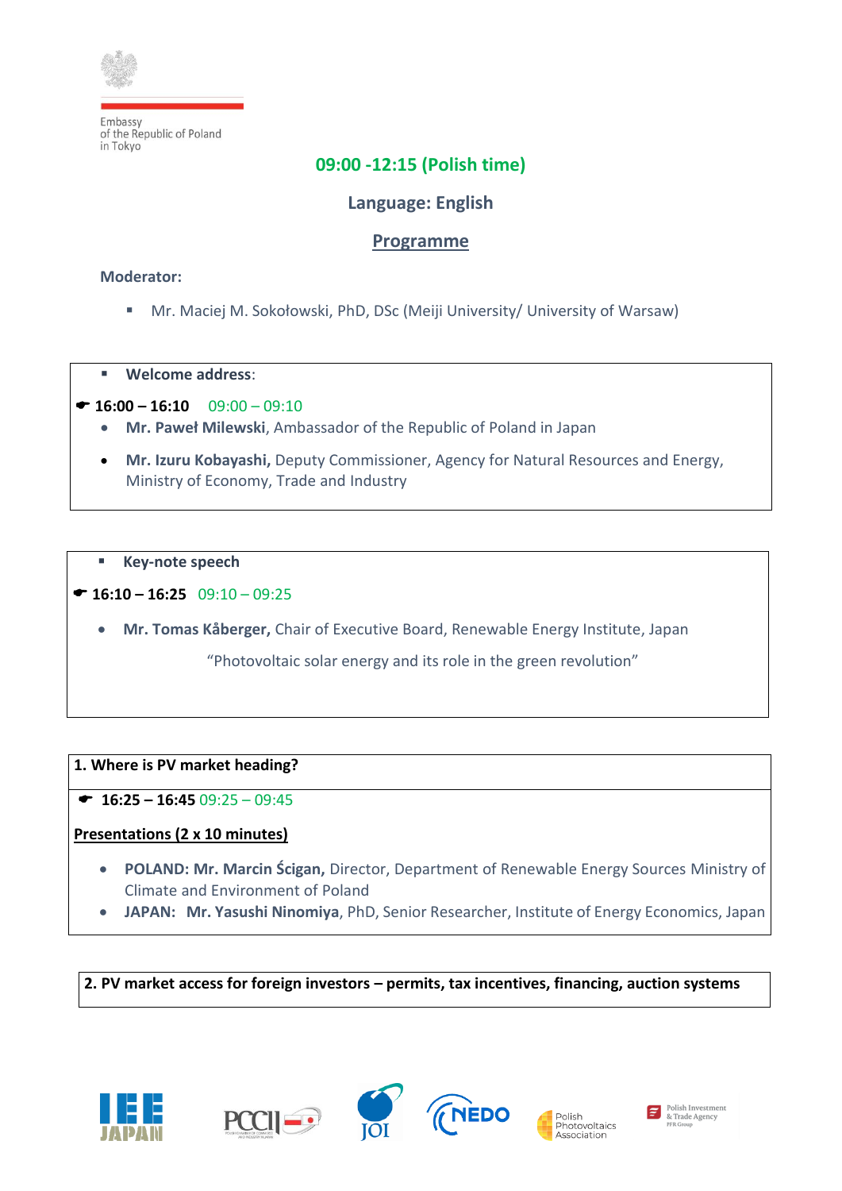Embassy
of the Republic of Poland
in Tokyo

**09:00 -12:15 (Polish time)**

**Language: English**

**Programme**

**Moderator:**

- Mr. Maciej M. Sokołowski, PhD, DSc (Meiji University/ University of Warsaw)

---

- **Welcome address**:

☛ **16:00 – 16:10** 09:00 – 09:10

- **Mr. Paweł Milewski**, Ambassador of the Republic of Poland in Japan
- **Mr. Izuru Kobayashi,** Deputy Commissioner, Agency for Natural Resources and Energy, Ministry of Economy, Trade and Industry

---

- **Key-note speech**

☛ **16:10 – 16:25** 09:10 – 09:25

- **Mr. Tomas Kåberger,** Chair of Executive Board, Renewable Energy Institute, Japan

  "Photovoltaic solar energy and its role in the green revolution"

---

**1. Where is PV market heading?**

☛ **16:25 – 16:45** 09:25 – 09:45

**Presentations (2 x 10 minutes)**

- **POLAND: Mr. Marcin Ścigan,** Director, Department of Renewable Energy Sources Ministry of Climate and Environment of Poland
- **JAPAN: Mr. Yasushi Ninomiya**, PhD, Senior Researcher, Institute of Energy Economics, Japan

---

**2. PV market access for foreign investors – permits, tax incentives, financing, auction systems**

IEE JAPAN | PCCIJ | JOI | NEDO | Polish Photovoltaics Association | Polish Investment & Trade Agency PFR Group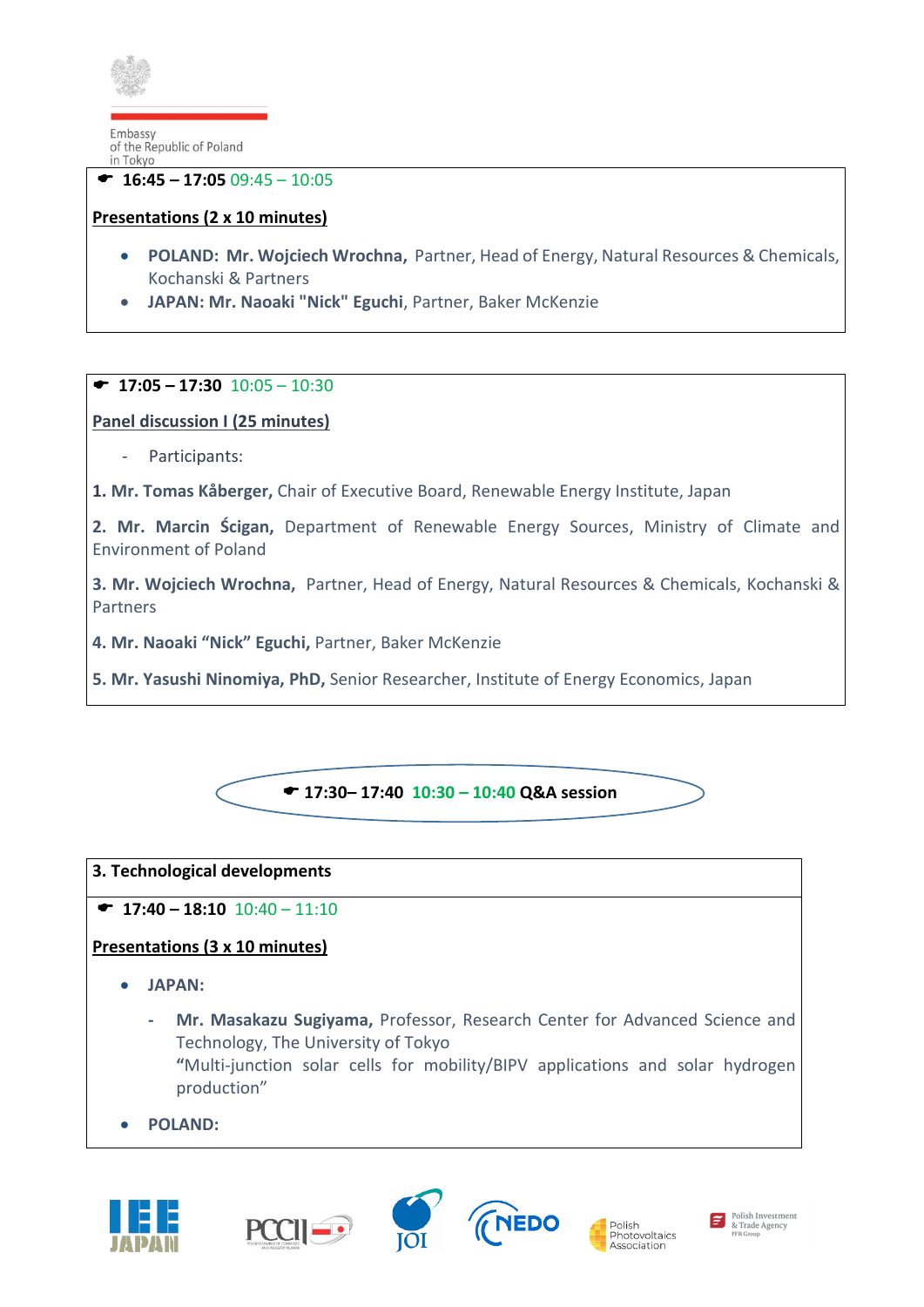Embassy
of the Republic of Poland
in Tokyo

☛ **16:45 – 17:05** 09:45 – 10:05

**Presentations (2 x 10 minutes)**

- **POLAND: Mr. Wojciech Wrochna,** Partner, Head of Energy, Natural Resources & Chemicals, Kochanski & Partners
- **JAPAN: Mr. Naoaki "Nick" Eguchi**, Partner, Baker McKenzie

☛ **17:05 – 17:30** 10:05 – 10:30

**Panel discussion I (25 minutes)**

- Participants:

**1. Mr. Tomas Kåberger,** Chair of Executive Board, Renewable Energy Institute, Japan

**2. Mr. Marcin Ścigan,** Department of Renewable Energy Sources, Ministry of Climate and Environment of Poland

**3. Mr. Wojciech Wrochna,** Partner, Head of Energy, Natural Resources & Chemicals, Kochanski & Partners

**4. Mr. Naoaki "Nick" Eguchi,** Partner, Baker McKenzie

**5. Mr. Yasushi Ninomiya, PhD,** Senior Researcher, Institute of Energy Economics, Japan

☛ **17:30– 17:40 10:30 – 10:40 Q&A session**

**3. Technological developments**

☛ **17:40 – 18:10** 10:40 – 11:10

**Presentations (3 x 10 minutes)**

- **JAPAN:**
  - **Mr. Masakazu Sugiyama,** Professor, Research Center for Advanced Science and Technology, The University of Tokyo
    "Multi-junction solar cells for mobility/BIPV applications and solar hydrogen production"
- **POLAND:**

IEE JAPAN · PCCIJ · JOI · NEDO · Polish Photovoltaics Association · Polish Investment & Trade Agency PFR Group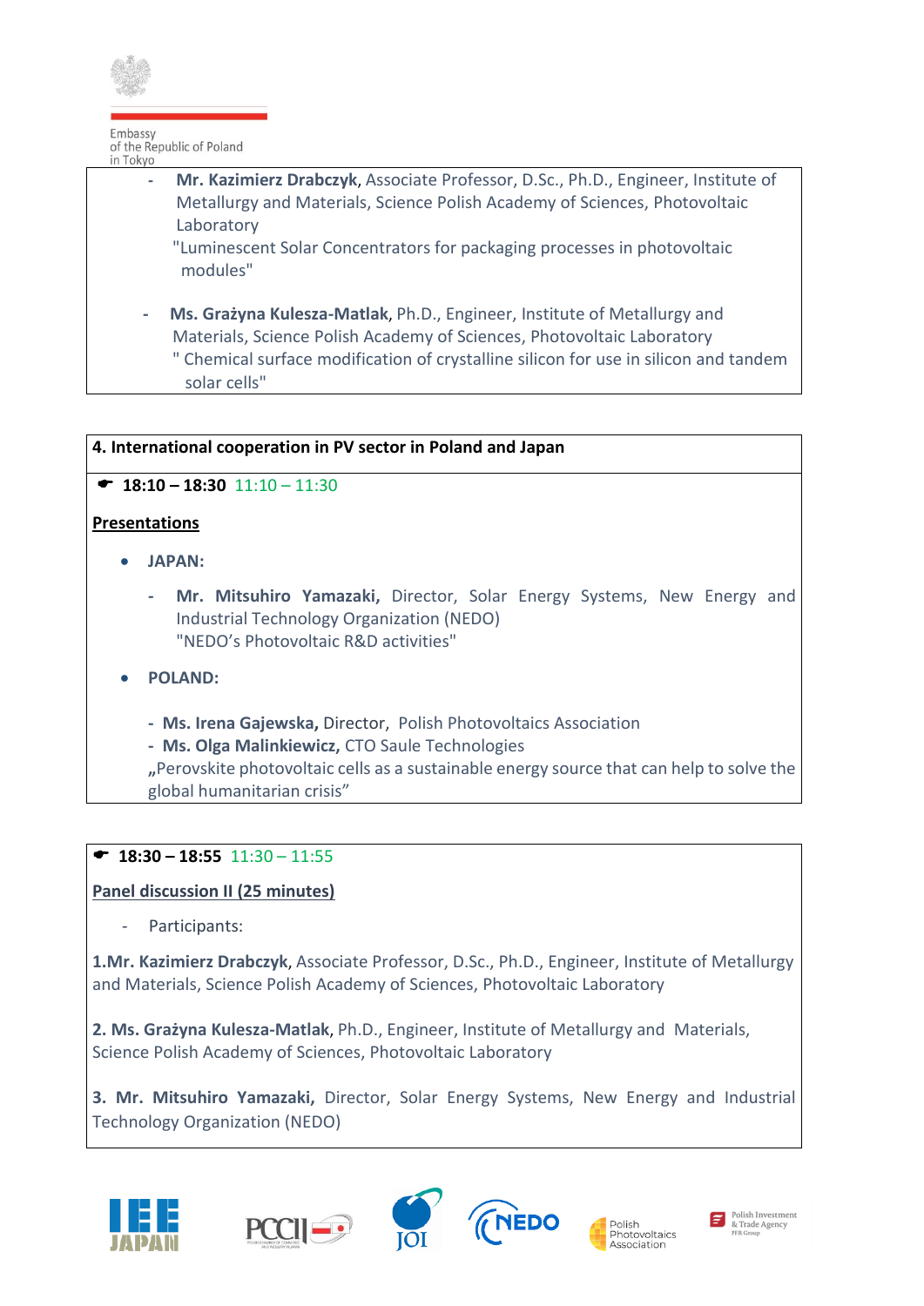- **Mr. Kazimierz Drabczyk**, Associate Professor, D.Sc., Ph.D., Engineer, Institute of Metallurgy and Materials, Science Polish Academy of Sciences, Photovoltaic Laboratory
  "Luminescent Solar Concentrators for packaging processes in photovoltaic modules"

- **Ms. Grażyna Kulesza-Matlak**, Ph.D., Engineer, Institute of Metallurgy and Materials, Science Polish Academy of Sciences, Photovoltaic Laboratory
  " Chemical surface modification of crystalline silicon for use in silicon and tandem solar cells"

**4. International cooperation in PV sector in Poland and Japan**

☛ **18:10 – 18:30** 11:10 – 11:30

**Presentations**

- **JAPAN:**
  - **Mr. Mitsuhiro Yamazaki,** Director, Solar Energy Systems, New Energy and Industrial Technology Organization (NEDO)
    "NEDO's Photovoltaic R&D activities"

- **POLAND:**
  - **Ms. Irena Gajewska,** Director, Polish Photovoltaics Association
  - **Ms. Olga Malinkiewicz,** CTO Saule Technologies
  „Perovskite photovoltaic cells as a sustainable energy source that can help to solve the global humanitarian crisis"

☛ **18:30 – 18:55** 11:30 – 11:55

**Panel discussion II (25 minutes)**

- Participants:

**1.Mr. Kazimierz Drabczyk**, Associate Professor, D.Sc., Ph.D., Engineer, Institute of Metallurgy and Materials, Science Polish Academy of Sciences, Photovoltaic Laboratory

**2. Ms. Grażyna Kulesza-Matlak**, Ph.D., Engineer, Institute of Metallurgy and Materials, Science Polish Academy of Sciences, Photovoltaic Laboratory

**3. Mr. Mitsuhiro Yamazaki,** Director, Solar Energy Systems, New Energy and Industrial Technology Organization (NEDO)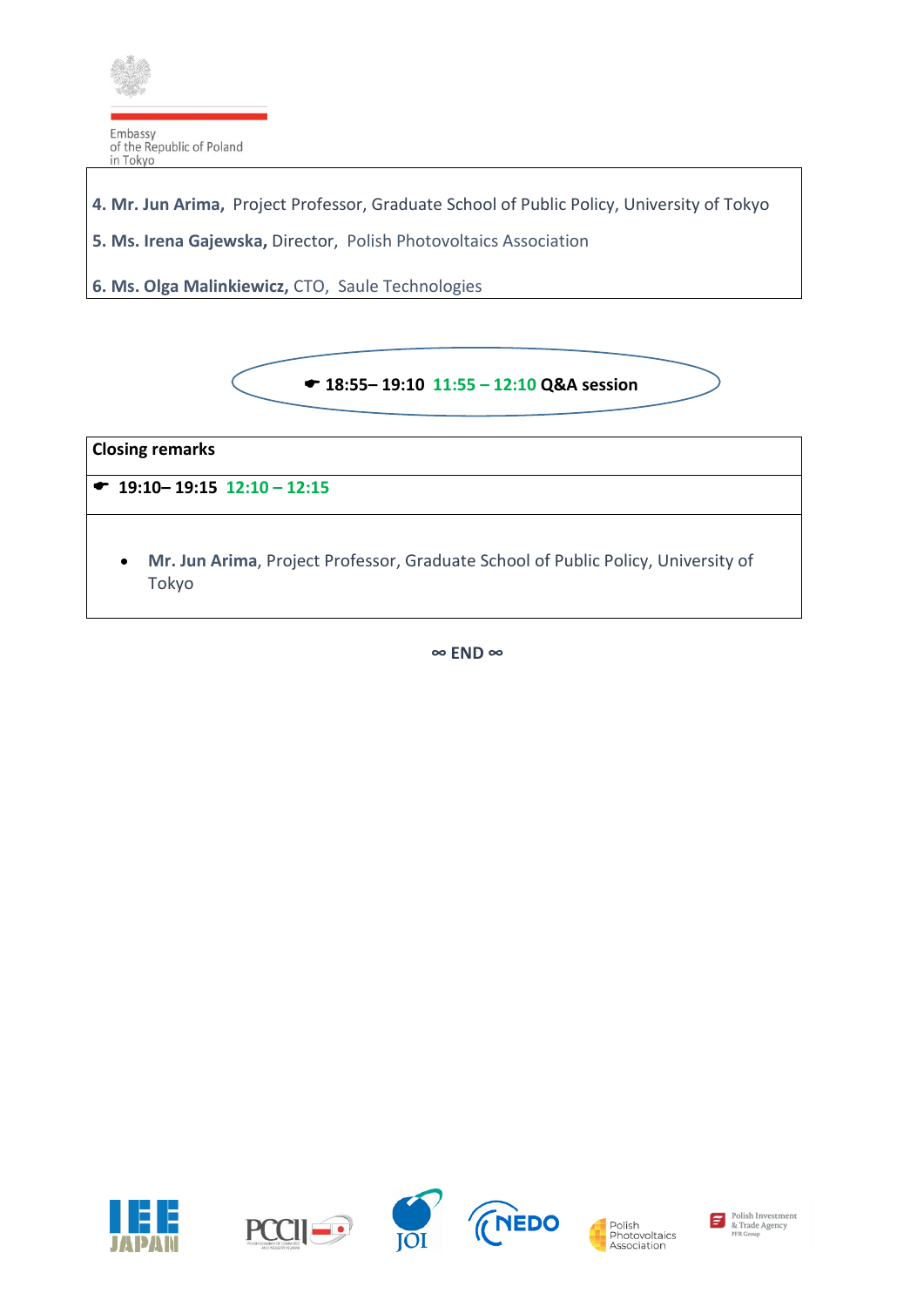4. **Mr. Jun Arima,** Project Professor, Graduate School of Public Policy, University of Tokyo

5. **Ms. Irena Gajewska,** Director, Polish Photovoltaics Association

6. **Ms. Olga Malinkiewicz,** CTO, Saule Technologies

☛ **18:55– 19:10 11:55 – 12:10 Q&A session**

| **Closing remarks** |
|---|
| ☛ **19:10– 19:15 12:10 – 12:15** |
| • **Mr. Jun Arima**, Project Professor, Graduate School of Public Policy, University of Tokyo |

**∞ END ∞**